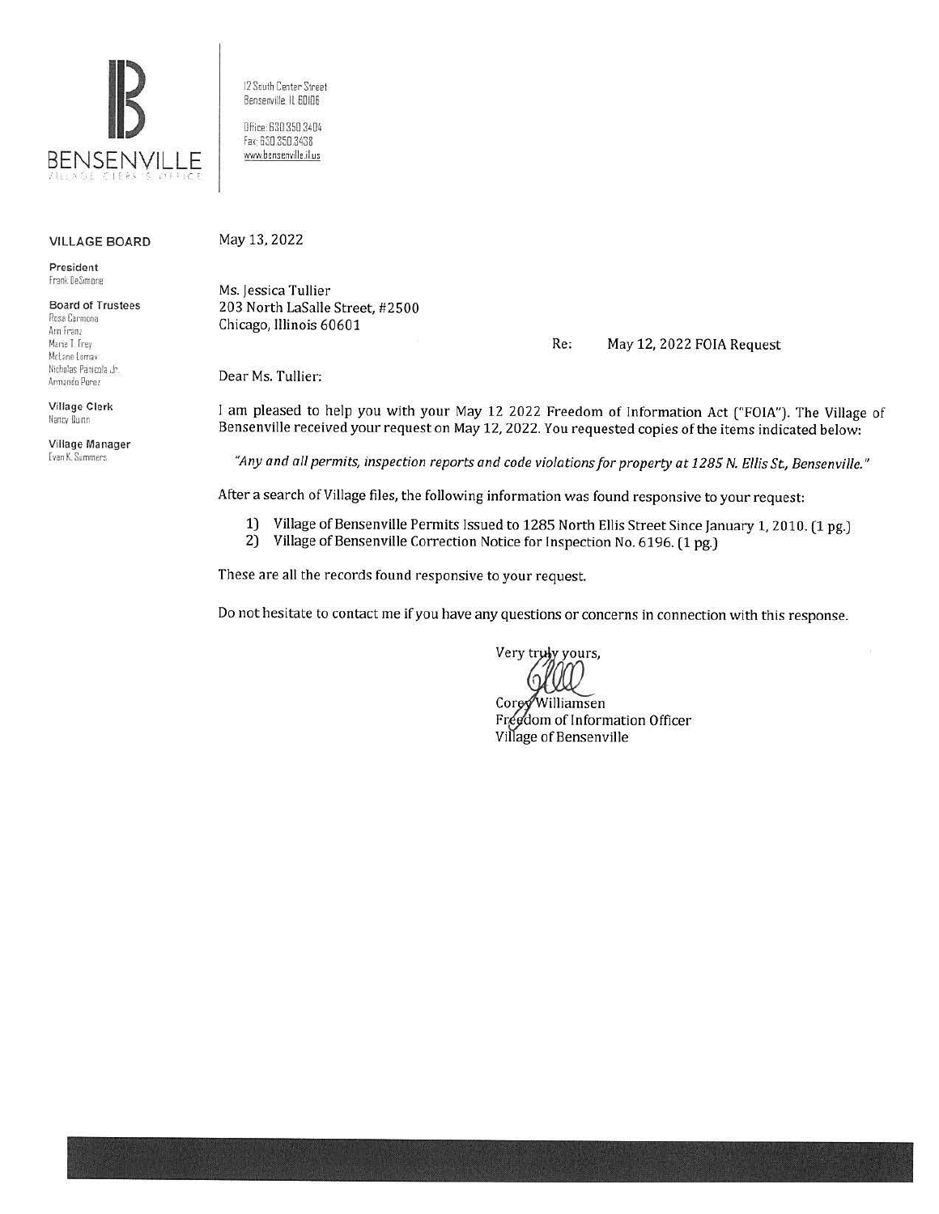BENSENVILLE

VILLAGE CLERK'S OFFICE

12 South Center Street
Bensenville, IL 60106

Office: 630.350.3404
Fax: 630.350.3438
www.bensenville.il.us

**VILLAGE BOARD**

**President**
Frank DeSimone

**Board of Trustees**
Rosa Carmona
Ann Franz
Marie T. Frey
McLane Lomax
Nicholas Panicola Jr.
Armando Perez

**Village Clerk**
Nancy Dunn

**Village Manager**
Evan K. Summers

May 13, 2022

Ms. Jessica Tullier
203 North LaSalle Street, #2500
Chicago, Illinois 60601

Re: May 12, 2022 FOIA Request

Dear Ms. Tullier:

I am pleased to help you with your May 12 2022 Freedom of Information Act ("FOIA"). The Village of Bensenville received your request on May 12, 2022. You requested copies of the items indicated below:

*"Any and all permits, inspection reports and code violations for property at 1285 N. Ellis St., Bensenville."*

After a search of Village files, the following information was found responsive to your request:

1) Village of Bensenville Permits Issued to 1285 North Ellis Street Since January 1, 2010. (1 pg.)
2) Village of Bensenville Correction Notice for Inspection No. 6196. (1 pg.)

These are all the records found responsive to your request.

Do not hesitate to contact me if you have any questions or concerns in connection with this response.

Very truly yours,

Corey Williamsen
Freedom of Information Officer
Village of Bensenville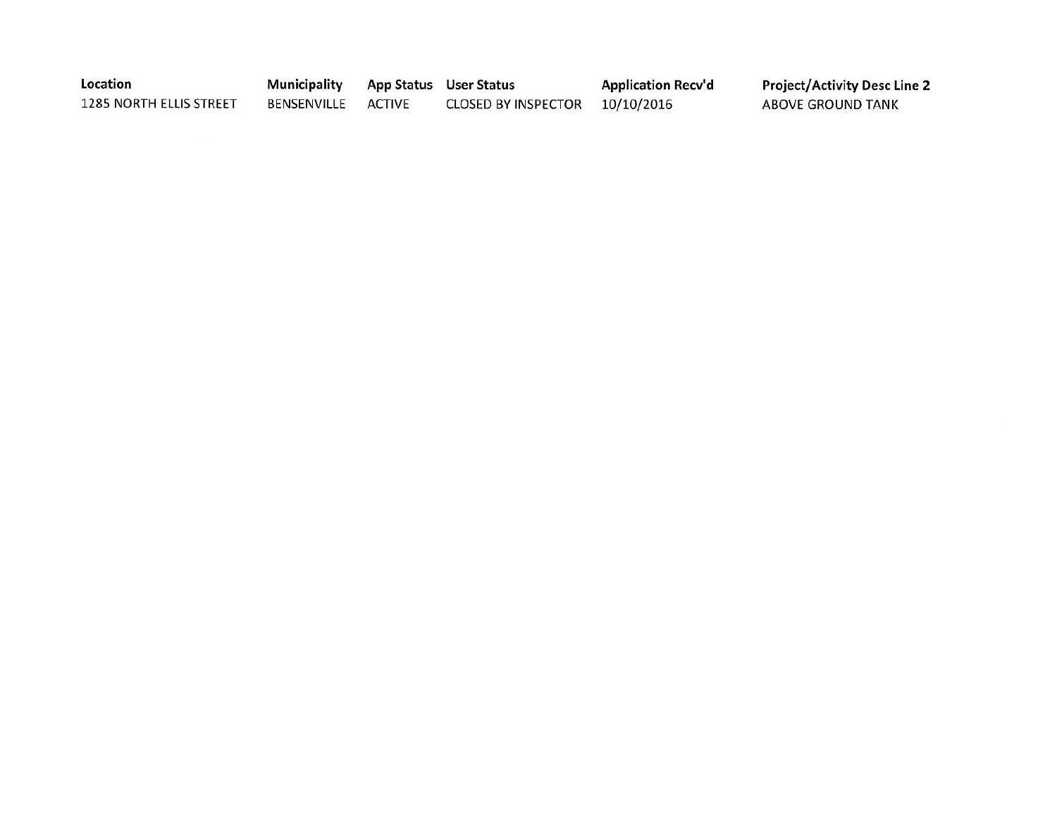| Location | Municipality | App Status | User Status | Application Recv'd | Project/Activity Desc Line 2 |
| --- | --- | --- | --- | --- | --- |
| 1285 NORTH ELLIS STREET | BENSENVILLE | ACTIVE | CLOSED BY INSPECTOR | 10/10/2016 | ABOVE GROUND TANK |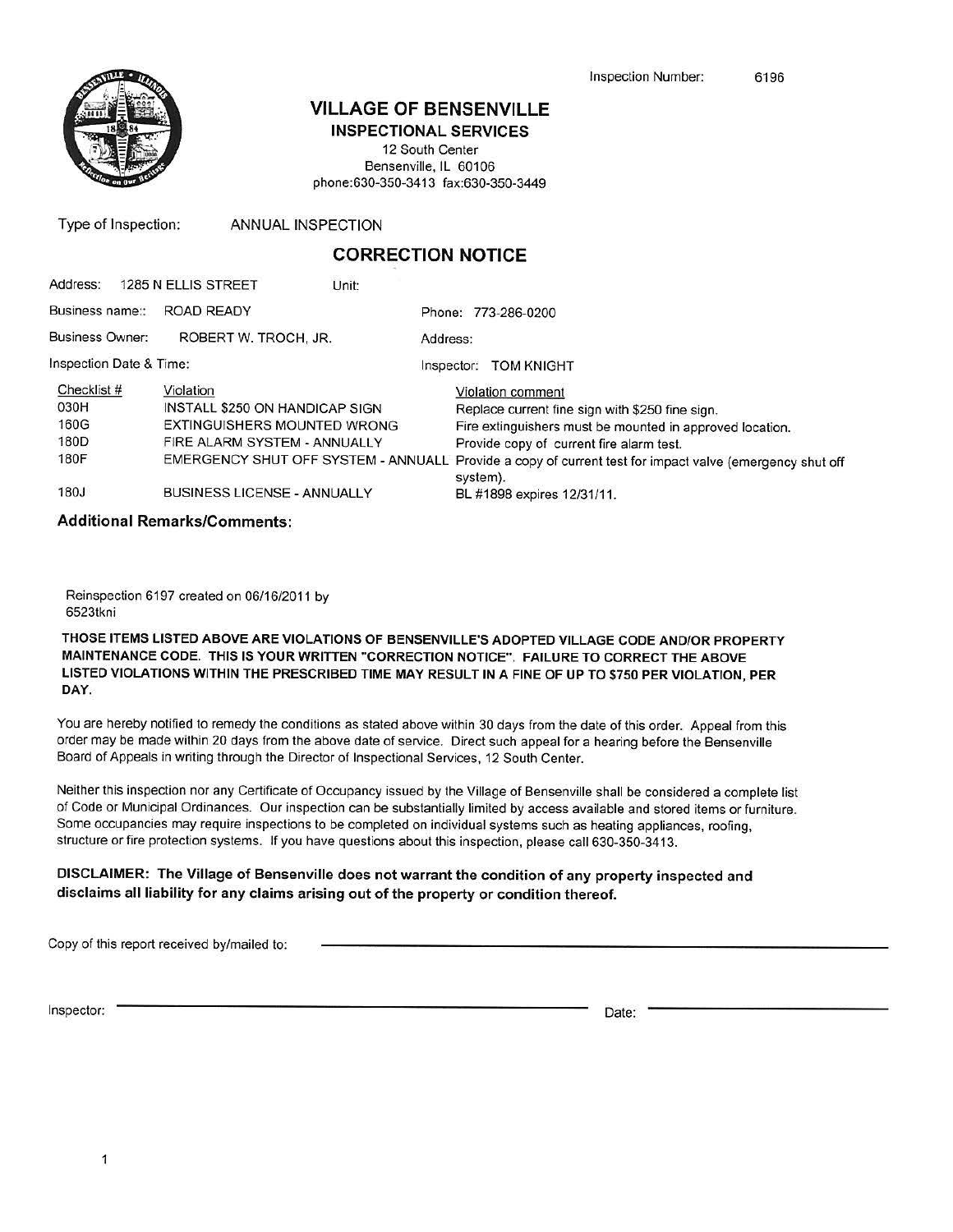Inspection Number: 6196

# VILLAGE OF BENSENVILLE

## INSPECTIONAL SERVICES

12 South Center
Bensenville, IL 60106
phone:630-350-3413 fax:630-350-3449

Type of Inspection: ANNUAL INSPECTION

## CORRECTION NOTICE

Address: 1285 N ELLIS STREET Unit:

Business name:: ROAD READY Phone: 773-286-0200

Business Owner: ROBERT W. TROCH, JR. Address:

Inspection Date & Time: Inspector: TOM KNIGHT

| Checklist # | Violation | Violation comment |
|---|---|---|
| 030H | INSTALL $250 ON HANDICAP SIGN | Replace current fine sign with $250 fine sign. |
| 160G | EXTINGUISHERS MOUNTED WRONG | Fire extinguishers must be mounted in approved location. |
| 180D | FIRE ALARM SYSTEM - ANNUALLY | Provide copy of current fire alarm test. |
| 180F | EMERGENCY SHUT OFF SYSTEM - ANNUALL | Provide a copy of current test for impact valve (emergency shut off system). |
| 180J | BUSINESS LICENSE - ANNUALLY | BL #1898 expires 12/31/11. |

**Additional Remarks/Comments:**

Reinspection 6197 created on 06/16/2011 by 6523tkni

**THOSE ITEMS LISTED ABOVE ARE VIOLATIONS OF BENSENVILLE'S ADOPTED VILLAGE CODE AND/OR PROPERTY MAINTENANCE CODE. THIS IS YOUR WRITTEN "CORRECTION NOTICE". FAILURE TO CORRECT THE ABOVE LISTED VIOLATIONS WITHIN THE PRESCRIBED TIME MAY RESULT IN A FINE OF UP TO $750 PER VIOLATION, PER DAY.**

You are hereby notified to remedy the conditions as stated above within 30 days from the date of this order. Appeal from this order may be made within 20 days from the above date of service. Direct such appeal for a hearing before the Bensenville Board of Appeals in writing through the Director of Inspectional Services, 12 South Center.

Neither this inspection nor any Certificate of Occupancy issued by the Village of Bensenville shall be considered a complete list of Code or Municipal Ordinances. Our inspection can be substantially limited by access available and stored items or furniture. Some occupancies may require inspections to be completed on individual systems such as heating appliances, roofing, structure or fire protection systems. If you have questions about this inspection, please call 630-350-3413.

**DISCLAIMER: The Village of Bensenville does not warrant the condition of any property inspected and disclaims all liability for any claims arising out of the property or condition thereof.**

Copy of this report received by/mailed to: ______________________________

Inspector: ______________________________ Date: ______________________________